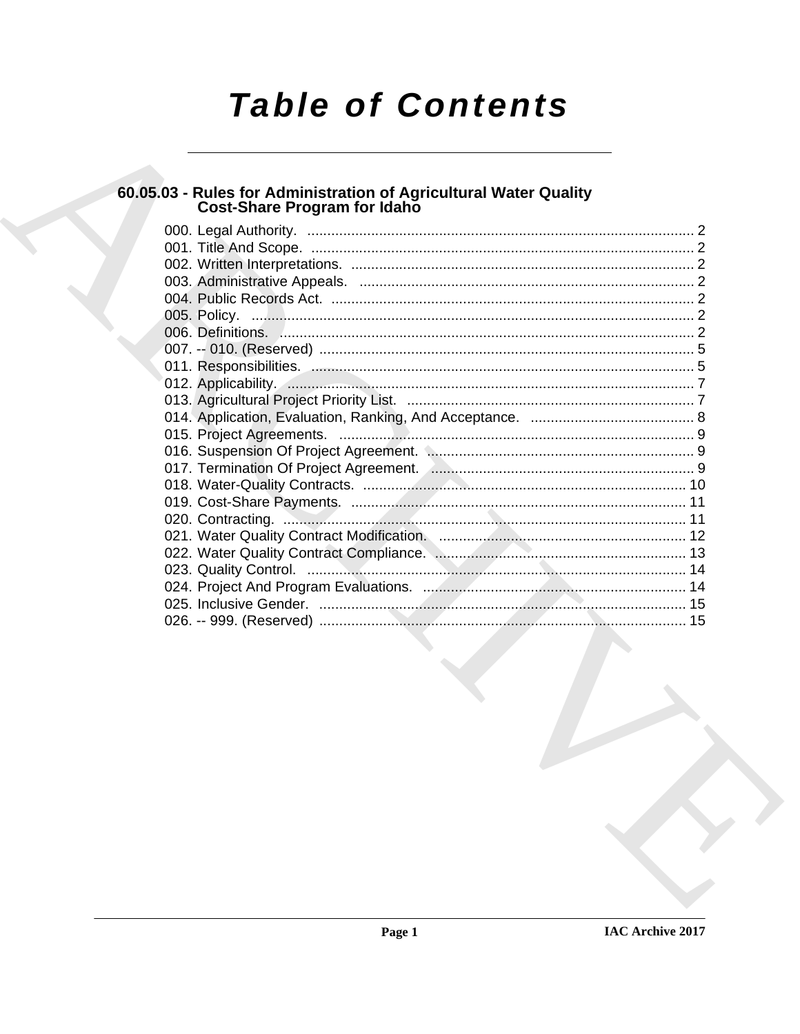# Table of Contents

## 60.05.03 - Rules for Administration of Agricultural Water Quality Cost-Share Program for Idaho

000. Legal Authority. ..... 2
001. Title And Scope. ..... 2
002. Written Interpretations. ..... 2
003. Administrative Appeals. ..... 2
004. Public Records Act. ..... 2
005. Policy. ..... 2
006. Definitions. ..... 2
007. -- 010. (Reserved) ..... 5
011. Responsibilities. ..... 5
012. Applicability. ..... 7
013. Agricultural Project Priority List. ..... 7
014. Application, Evaluation, Ranking, And Acceptance. ..... 8
015. Project Agreements. ..... 9
016. Suspension Of Project Agreement. ..... 9
017. Termination Of Project Agreement. ..... 9
018. Water-Quality Contracts. ..... 10
019. Cost-Share Payments. ..... 11
020. Contracting. ..... 11
021. Water Quality Contract Modification. ..... 12
022. Water Quality Contract Compliance. ..... 13
023. Quality Control. ..... 14
024. Project And Program Evaluations. ..... 14
025. Inclusive Gender. ..... 15
026. -- 999. (Reserved) ..... 15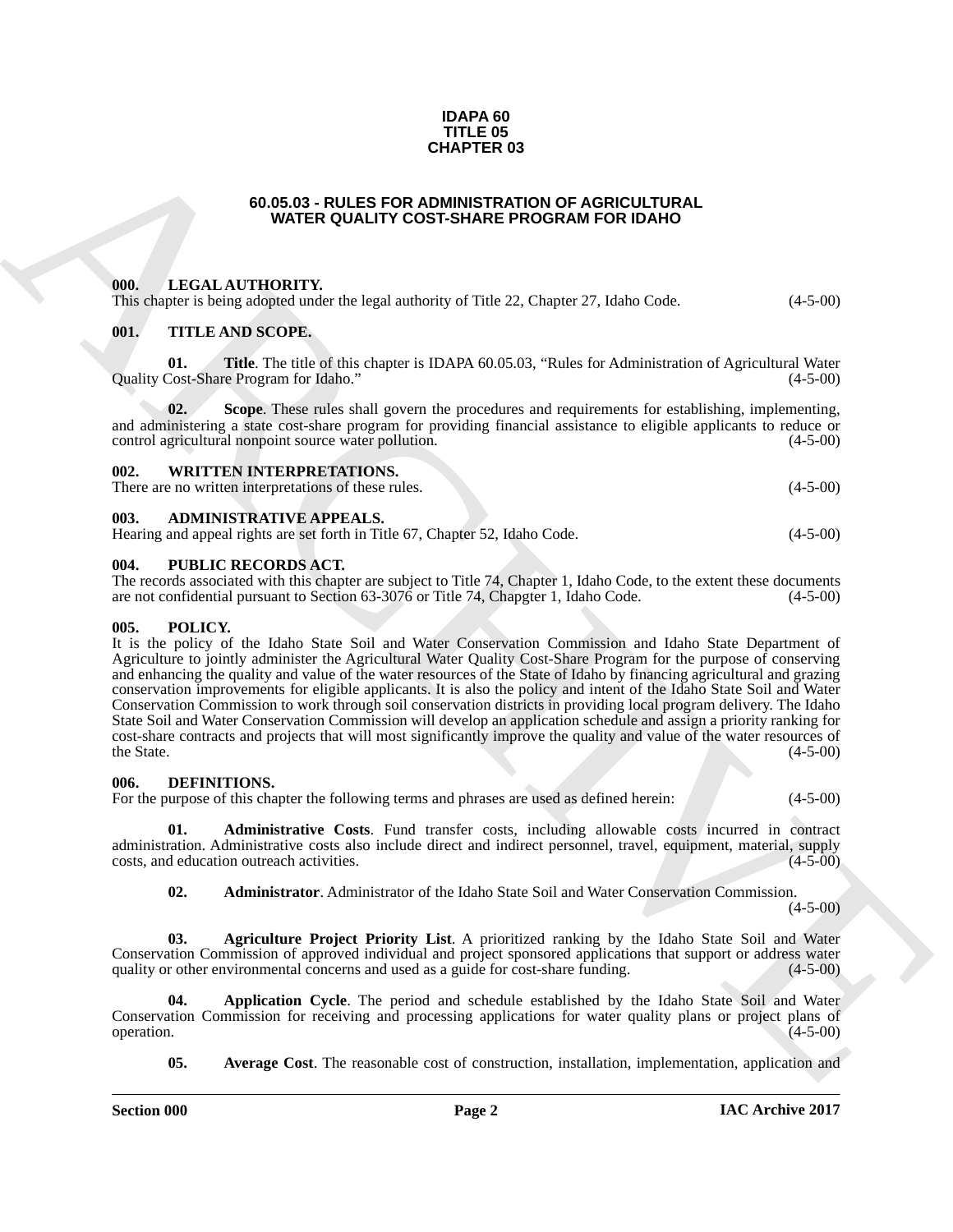**IDAPA 60**
**TITLE 05**
**CHAPTER 03**

# 60.05.03 - RULES FOR ADMINISTRATION OF AGRICULTURAL WATER QUALITY COST-SHARE PROGRAM FOR IDAHO

## 000. LEGAL AUTHORITY.

This chapter is being adopted under the legal authority of Title 22, Chapter 27, Idaho Code. (4-5-00)

## 001. TITLE AND SCOPE.

**01. Title**. The title of this chapter is IDAPA 60.05.03, "Rules for Administration of Agricultural Water Quality Cost-Share Program for Idaho." (4-5-00)

**02. Scope**. These rules shall govern the procedures and requirements for establishing, implementing, and administering a state cost-share program for providing financial assistance to eligible applicants to reduce or control agricultural nonpoint source water pollution. (4-5-00)

## 002. WRITTEN INTERPRETATIONS.

There are no written interpretations of these rules. (4-5-00)

## 003. ADMINISTRATIVE APPEALS.

Hearing and appeal rights are set forth in Title 67, Chapter 52, Idaho Code. (4-5-00)

## 004. PUBLIC RECORDS ACT.

The records associated with this chapter are subject to Title 74, Chapter 1, Idaho Code, to the extent these documents are not confidential pursuant to Section 63-3076 or Title 74, Chapgter 1, Idaho Code. (4-5-00)

## 005. POLICY.

It is the policy of the Idaho State Soil and Water Conservation Commission and Idaho State Department of Agriculture to jointly administer the Agricultural Water Quality Cost-Share Program for the purpose of conserving and enhancing the quality and value of the water resources of the State of Idaho by financing agricultural and grazing conservation improvements for eligible applicants. It is also the policy and intent of the Idaho State Soil and Water Conservation Commission to work through soil conservation districts in providing local program delivery. The Idaho State Soil and Water Conservation Commission will develop an application schedule and assign a priority ranking for cost-share contracts and projects that will most significantly improve the quality and value of the water resources of the State. (4-5-00)

## 006. DEFINITIONS.

For the purpose of this chapter the following terms and phrases are used as defined herein: (4-5-00)

**01. Administrative Costs**. Fund transfer costs, including allowable costs incurred in contract administration. Administrative costs also include direct and indirect personnel, travel, equipment, material, supply costs, and education outreach activities. (4-5-00)

**02. Administrator**. Administrator of the Idaho State Soil and Water Conservation Commission. (4-5-00)

**03. Agriculture Project Priority List**. A prioritized ranking by the Idaho State Soil and Water Conservation Commission of approved individual and project sponsored applications that support or address water quality or other environmental concerns and used as a guide for cost-share funding. (4-5-00)

**04. Application Cycle**. The period and schedule established by the Idaho State Soil and Water Conservation Commission for receiving and processing applications for water quality plans or project plans of operation. (4-5-00)

**05. Average Cost**. The reasonable cost of construction, installation, implementation, application and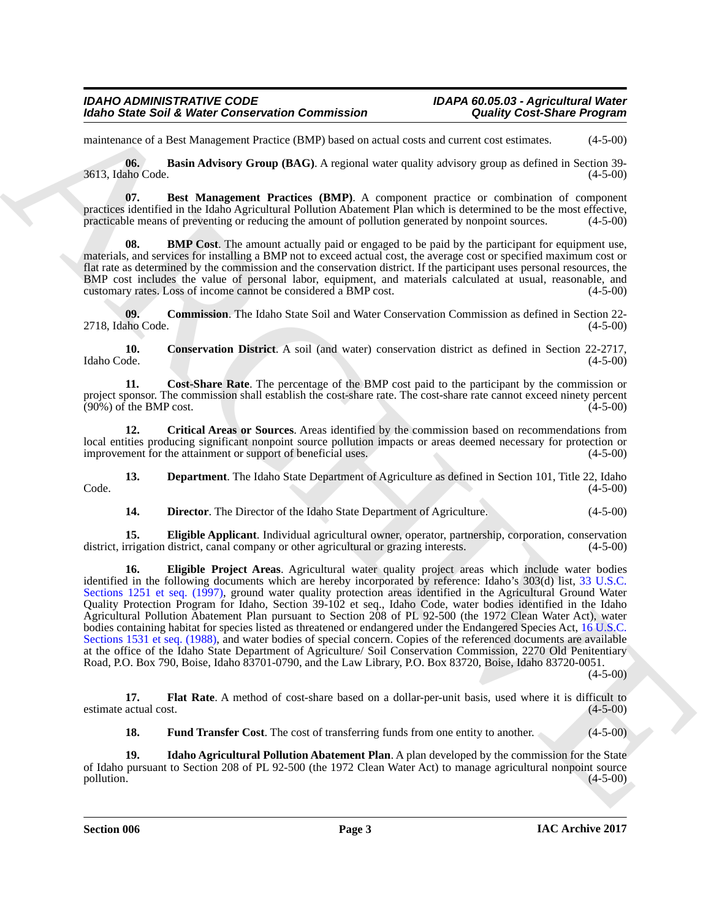maintenance of a Best Management Practice (BMP) based on actual costs and current cost estimates. (4-5-00)

**06. Basin Advisory Group (BAG)**. A regional water quality advisory group as defined in Section 39-3613, Idaho Code. (4-5-00)

**07. Best Management Practices (BMP)**. A component practice or combination of component practices identified in the Idaho Agricultural Pollution Abatement Plan which is determined to be the most effective, practicable means of preventing or reducing the amount of pollution generated by nonpoint sources. (4-5-00)

**08. BMP Cost**. The amount actually paid or engaged to be paid by the participant for equipment use, materials, and services for installing a BMP not to exceed actual cost, the average cost or specified maximum cost or flat rate as determined by the commission and the conservation district. If the participant uses personal resources, the BMP cost includes the value of personal labor, equipment, and materials calculated at usual, reasonable, and customary rates. Loss of income cannot be considered a BMP cost. (4-5-00)

**09. Commission**. The Idaho State Soil and Water Conservation Commission as defined in Section 22-2718, Idaho Code. (4-5-00)

**10. Conservation District**. A soil (and water) conservation district as defined in Section 22-2717, Idaho Code. (4-5-00)

**11. Cost-Share Rate**. The percentage of the BMP cost paid to the participant by the commission or project sponsor. The commission shall establish the cost-share rate. The cost-share rate cannot exceed ninety percent (90%) of the BMP cost. (4-5-00)

**12. Critical Areas or Sources**. Areas identified by the commission based on recommendations from local entities producing significant nonpoint source pollution impacts or areas deemed necessary for protection or improvement for the attainment or support of beneficial uses. (4-5-00)

**13. Department**. The Idaho State Department of Agriculture as defined in Section 101, Title 22, Idaho Code. (4-5-00)

**14. Director**. The Director of the Idaho State Department of Agriculture. (4-5-00)

**15. Eligible Applicant**. Individual agricultural owner, operator, partnership, corporation, conservation district, irrigation district, canal company or other agricultural or grazing interests. (4-5-00)

**16. Eligible Project Areas**. Agricultural water quality project areas which include water bodies identified in the following documents which are hereby incorporated by reference: Idaho's 303(d) list, 33 U.S.C. Sections 1251 et seq. (1997), ground water quality protection areas identified in the Agricultural Ground Water Quality Protection Program for Idaho, Section 39-102 et seq., Idaho Code, water bodies identified in the Idaho Agricultural Pollution Abatement Plan pursuant to Section 208 of PL 92-500 (the 1972 Clean Water Act), water bodies containing habitat for species listed as threatened or endangered under the Endangered Species Act, 16 U.S.C. Sections 1531 et seq. (1988), and water bodies of special concern. Copies of the referenced documents are available at the office of the Idaho State Department of Agriculture/ Soil Conservation Commission, 2270 Old Penitentiary Road, P.O. Box 790, Boise, Idaho 83701-0790, and the Law Library, P.O. Box 83720, Boise, Idaho 83720-0051. (4-5-00)

**17. Flat Rate**. A method of cost-share based on a dollar-per-unit basis, used where it is difficult to estimate actual cost. (4-5-00)

**18. Fund Transfer Cost**. The cost of transferring funds from one entity to another. (4-5-00)

**19. Idaho Agricultural Pollution Abatement Plan**. A plan developed by the commission for the State of Idaho pursuant to Section 208 of PL 92-500 (the 1972 Clean Water Act) to manage agricultural nonpoint source pollution. (4-5-00)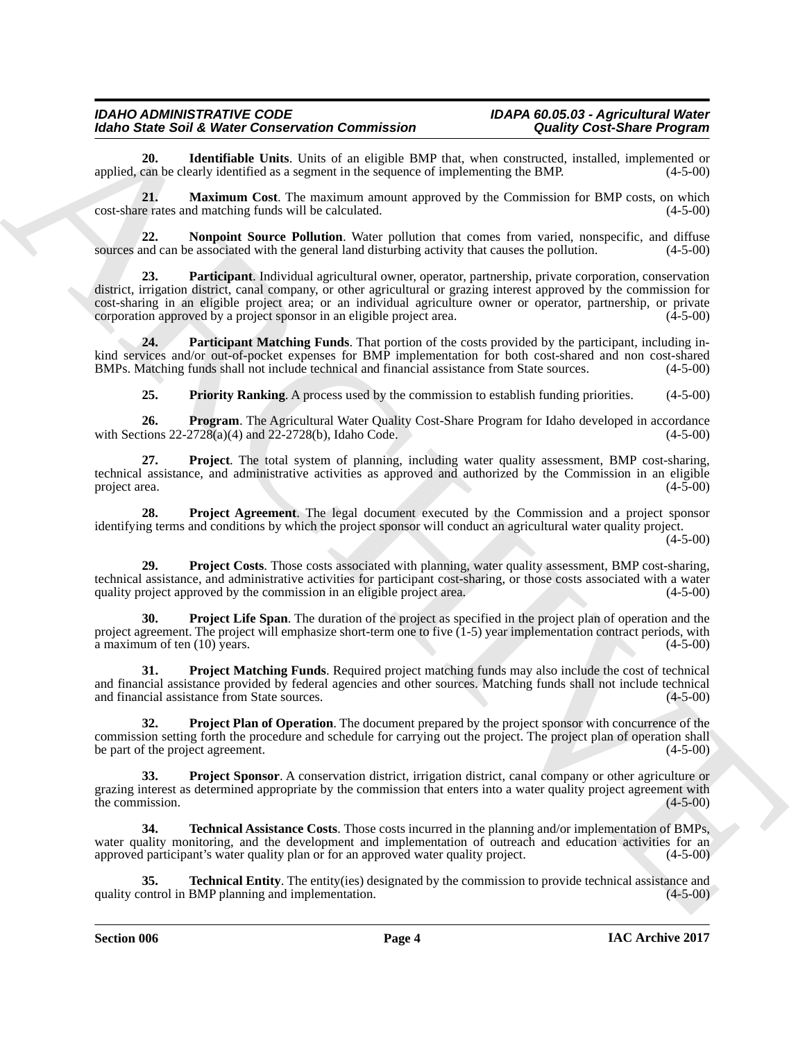**20. Identifiable Units**. Units of an eligible BMP that, when constructed, installed, implemented or applied, can be clearly identified as a segment in the sequence of implementing the BMP. (4-5-00)

**21. Maximum Cost**. The maximum amount approved by the Commission for BMP costs, on which cost-share rates and matching funds will be calculated. (4-5-00)

**22. Nonpoint Source Pollution**. Water pollution that comes from varied, nonspecific, and diffuse sources and can be associated with the general land disturbing activity that causes the pollution. (4-5-00)

**23. Participant**. Individual agricultural owner, operator, partnership, private corporation, conservation district, irrigation district, canal company, or other agricultural or grazing interest approved by the commission for cost-sharing in an eligible project area; or an individual agriculture owner or operator, partnership, or private corporation approved by a project sponsor in an eligible project area. (4-5-00)

**24. Participant Matching Funds**. That portion of the costs provided by the participant, including in-kind services and/or out-of-pocket expenses for BMP implementation for both cost-shared and non cost-shared BMPs. Matching funds shall not include technical and financial assistance from State sources. (4-5-00)

**25. Priority Ranking**. A process used by the commission to establish funding priorities. (4-5-00)

**26. Program**. The Agricultural Water Quality Cost-Share Program for Idaho developed in accordance with Sections 22-2728(a)(4) and 22-2728(b), Idaho Code. (4-5-00)

**27. Project**. The total system of planning, including water quality assessment, BMP cost-sharing, technical assistance, and administrative activities as approved and authorized by the Commission in an eligible project area. (4-5-00)

**28. Project Agreement**. The legal document executed by the Commission and a project sponsor identifying terms and conditions by which the project sponsor will conduct an agricultural water quality project. (4-5-00)

**29. Project Costs**. Those costs associated with planning, water quality assessment, BMP cost-sharing, technical assistance, and administrative activities for participant cost-sharing, or those costs associated with a water quality project approved by the commission in an eligible project area. (4-5-00)

**30. Project Life Span**. The duration of the project as specified in the project plan of operation and the project agreement. The project will emphasize short-term one to five (1-5) year implementation contract periods, with a maximum of ten (10) years. (4-5-00)

**31. Project Matching Funds**. Required project matching funds may also include the cost of technical and financial assistance provided by federal agencies and other sources. Matching funds shall not include technical and financial assistance from State sources. (4-5-00)

**32. Project Plan of Operation**. The document prepared by the project sponsor with concurrence of the commission setting forth the procedure and schedule for carrying out the project. The project plan of operation shall be part of the project agreement. (4-5-00)

**33. Project Sponsor**. A conservation district, irrigation district, canal company or other agriculture or grazing interest as determined appropriate by the commission that enters into a water quality project agreement with the commission. (4-5-00)

**34. Technical Assistance Costs**. Those costs incurred in the planning and/or implementation of BMPs, water quality monitoring, and the development and implementation of outreach and education activities for an approved participant's water quality plan or for an approved water quality project. (4-5-00)

**35. Technical Entity**. The entity(ies) designated by the commission to provide technical assistance and quality control in BMP planning and implementation. (4-5-00)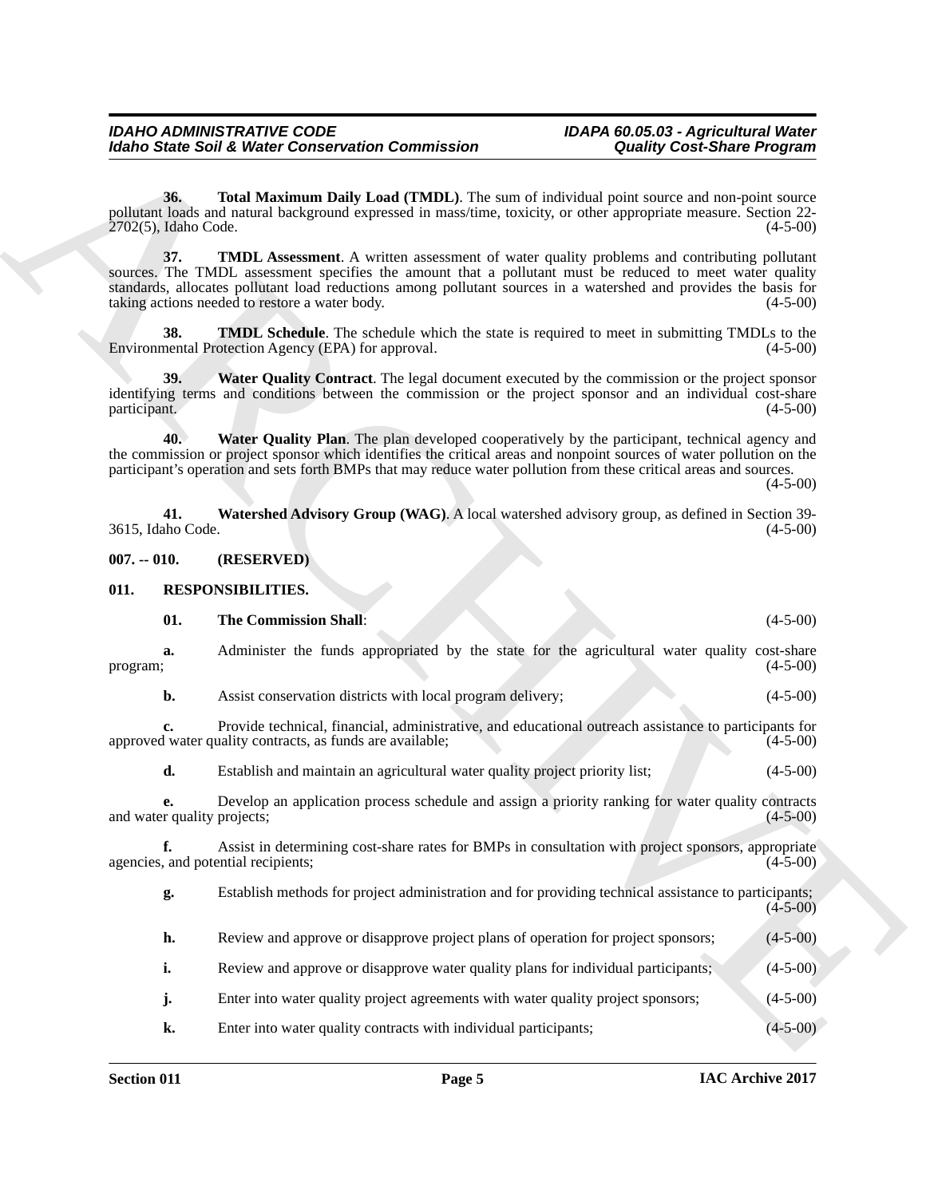**36. Total Maximum Daily Load (TMDL)**. The sum of individual point source and non-point source pollutant loads and natural background expressed in mass/time, toxicity, or other appropriate measure. Section 22-2702(5), Idaho Code. (4-5-00)

**37. TMDL Assessment**. A written assessment of water quality problems and contributing pollutant sources. The TMDL assessment specifies the amount that a pollutant must be reduced to meet water quality standards, allocates pollutant load reductions among pollutant sources in a watershed and provides the basis for taking actions needed to restore a water body. (4-5-00)

**38. TMDL Schedule**. The schedule which the state is required to meet in submitting TMDLs to the Environmental Protection Agency (EPA) for approval. (4-5-00)

**39. Water Quality Contract**. The legal document executed by the commission or the project sponsor identifying terms and conditions between the commission or the project sponsor and an individual cost-share participant. (4-5-00)

**40. Water Quality Plan**. The plan developed cooperatively by the participant, technical agency and the commission or project sponsor which identifies the critical areas and nonpoint sources of water pollution on the participant's operation and sets forth BMPs that may reduce water pollution from these critical areas and sources. (4-5-00)

**41. Watershed Advisory Group (WAG)**. A local watershed advisory group, as defined in Section 39-3615, Idaho Code. (4-5-00)

## 007. -- 010. (RESERVED)

## 011. RESPONSIBILITIES.

**01. The Commission Shall**: (4-5-00)

**a.** Administer the funds appropriated by the state for the agricultural water quality cost-share program; (4-5-00)

**b.** Assist conservation districts with local program delivery; (4-5-00)

**c.** Provide technical, financial, administrative, and educational outreach assistance to participants for approved water quality contracts, as funds are available; (4-5-00)

**d.** Establish and maintain an agricultural water quality project priority list; (4-5-00)

**e.** Develop an application process schedule and assign a priority ranking for water quality contracts and water quality projects; (4-5-00)

**f.** Assist in determining cost-share rates for BMPs in consultation with project sponsors, appropriate agencies, and potential recipients; (4-5-00)

**g.** Establish methods for project administration and for providing technical assistance to participants; (4-5-00)

**h.** Review and approve or disapprove project plans of operation for project sponsors; (4-5-00)

**i.** Review and approve or disapprove water quality plans for individual participants; (4-5-00)

**j.** Enter into water quality project agreements with water quality project sponsors; (4-5-00)

**k.** Enter into water quality contracts with individual participants; (4-5-00)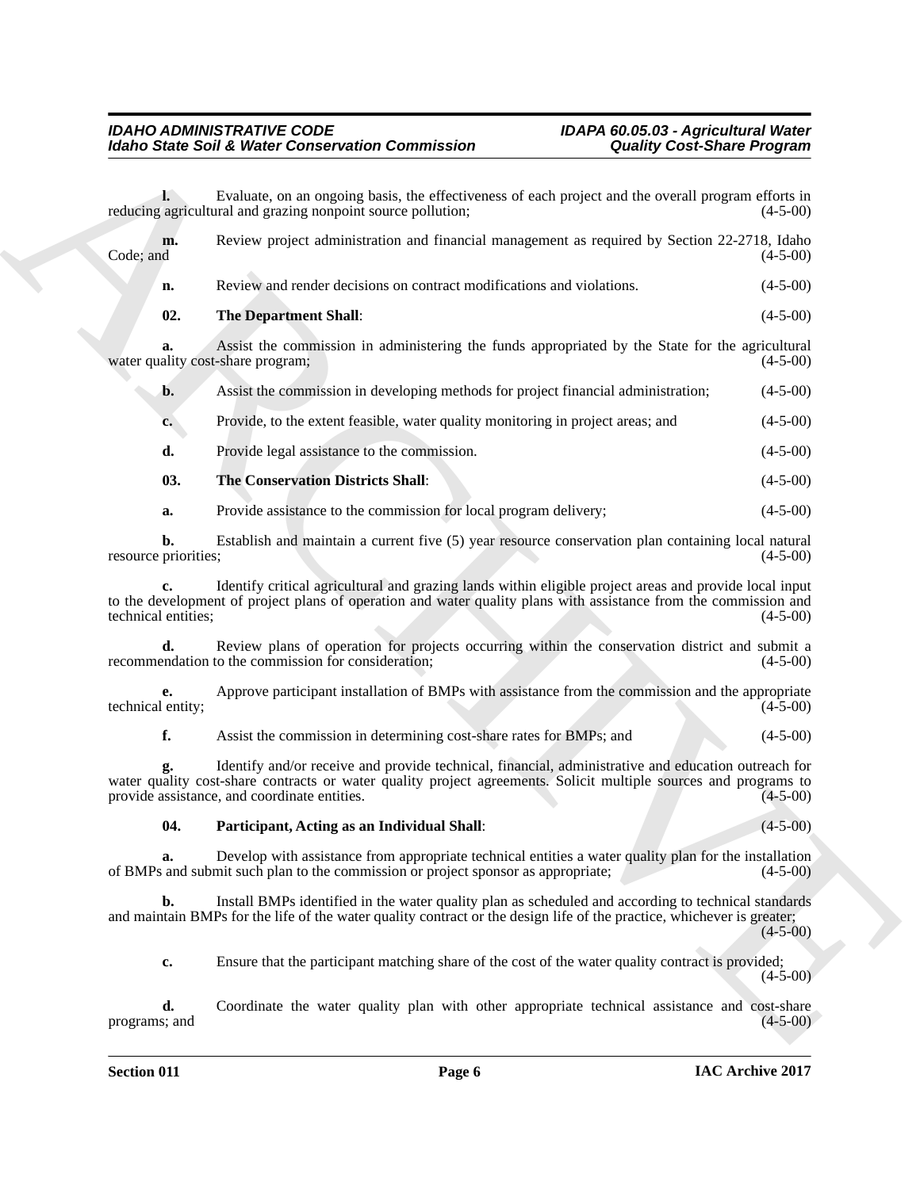**l.** Evaluate, on an ongoing basis, the effectiveness of each project and the overall program efforts in reducing agricultural and grazing nonpoint source pollution; (4-5-00)

**m.** Review project administration and financial management as required by Section 22-2718, Idaho Code; and (4-5-00)

**n.** Review and render decisions on contract modifications and violations. (4-5-00)

**02. The Department Shall**: (4-5-00)

**a.** Assist the commission in administering the funds appropriated by the State for the agricultural water quality cost-share program; (4-5-00)

**b.** Assist the commission in developing methods for project financial administration; (4-5-00)

**c.** Provide, to the extent feasible, water quality monitoring in project areas; and (4-5-00)

**d.** Provide legal assistance to the commission. (4-5-00)

**03. The Conservation Districts Shall**: (4-5-00)

**a.** Provide assistance to the commission for local program delivery; (4-5-00)

**b.** Establish and maintain a current five (5) year resource conservation plan containing local natural resource priorities; (4-5-00)

**c.** Identify critical agricultural and grazing lands within eligible project areas and provide local input to the development of project plans of operation and water quality plans with assistance from the commission and technical entities; (4-5-00)

**d.** Review plans of operation for projects occurring within the conservation district and submit a recommendation to the commission for consideration; (4-5-00)

**e.** Approve participant installation of BMPs with assistance from the commission and the appropriate technical entity; (4-5-00)

**f.** Assist the commission in determining cost-share rates for BMPs; and (4-5-00)

**g.** Identify and/or receive and provide technical, financial, administrative and education outreach for water quality cost-share contracts or water quality project agreements. Solicit multiple sources and programs to provide assistance, and coordinate entities. (4-5-00)

**04. Participant, Acting as an Individual Shall**: (4-5-00)

**a.** Develop with assistance from appropriate technical entities a water quality plan for the installation of BMPs and submit such plan to the commission or project sponsor as appropriate; (4-5-00)

**b.** Install BMPs identified in the water quality plan as scheduled and according to technical standards and maintain BMPs for the life of the water quality contract or the design life of the practice, whichever is greater; (4-5-00)

**c.** Ensure that the participant matching share of the cost of the water quality contract is provided; (4-5-00)

**d.** Coordinate the water quality plan with other appropriate technical assistance and cost-share programs; and (4-5-00)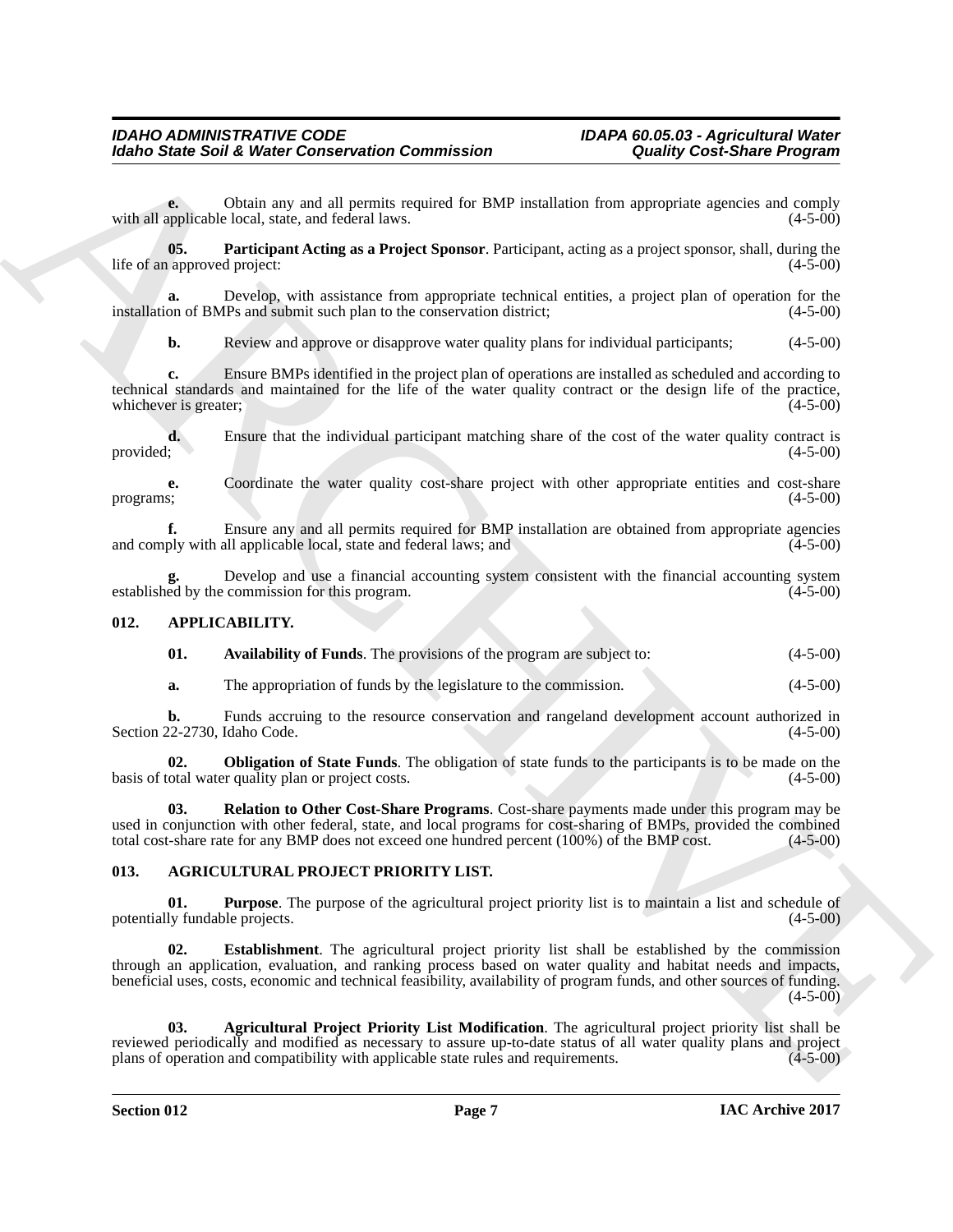**e.** Obtain any and all permits required for BMP installation from appropriate agencies and comply with all applicable local, state, and federal laws. (4-5-00)

**05. Participant Acting as a Project Sponsor**. Participant, acting as a project sponsor, shall, during the life of an approved project: (4-5-00)

**a.** Develop, with assistance from appropriate technical entities, a project plan of operation for the installation of BMPs and submit such plan to the conservation district; (4-5-00)

**b.** Review and approve or disapprove water quality plans for individual participants; (4-5-00)

**c.** Ensure BMPs identified in the project plan of operations are installed as scheduled and according to technical standards and maintained for the life of the water quality contract or the design life of the practice, whichever is greater; (4-5-00)

**d.** Ensure that the individual participant matching share of the cost of the water quality contract is provided; (4-5-00)

**e.** Coordinate the water quality cost-share project with other appropriate entities and cost-share programs; (4-5-00)

**f.** Ensure any and all permits required for BMP installation are obtained from appropriate agencies and comply with all applicable local, state and federal laws; and (4-5-00)

**g.** Develop and use a financial accounting system consistent with the financial accounting system established by the commission for this program. (4-5-00)

## 012. APPLICABILITY.

**01. Availability of Funds**. The provisions of the program are subject to: (4-5-00)

**a.** The appropriation of funds by the legislature to the commission. (4-5-00)

**b.** Funds accruing to the resource conservation and rangeland development account authorized in Section 22-2730, Idaho Code. (4-5-00)

**02. Obligation of State Funds**. The obligation of state funds to the participants is to be made on the basis of total water quality plan or project costs. (4-5-00)

**03. Relation to Other Cost-Share Programs**. Cost-share payments made under this program may be used in conjunction with other federal, state, and local programs for cost-sharing of BMPs, provided the combined total cost-share rate for any BMP does not exceed one hundred percent (100%) of the BMP cost. (4-5-00)

## 013. AGRICULTURAL PROJECT PRIORITY LIST.

**01. Purpose**. The purpose of the agricultural project priority list is to maintain a list and schedule of potentially fundable projects. (4-5-00)

**02. Establishment**. The agricultural project priority list shall be established by the commission through an application, evaluation, and ranking process based on water quality and habitat needs and impacts, beneficial uses, costs, economic and technical feasibility, availability of program funds, and other sources of funding. (4-5-00)

**03. Agricultural Project Priority List Modification**. The agricultural project priority list shall be reviewed periodically and modified as necessary to assure up-to-date status of all water quality plans and project plans of operation and compatibility with applicable state rules and requirements. (4-5-00)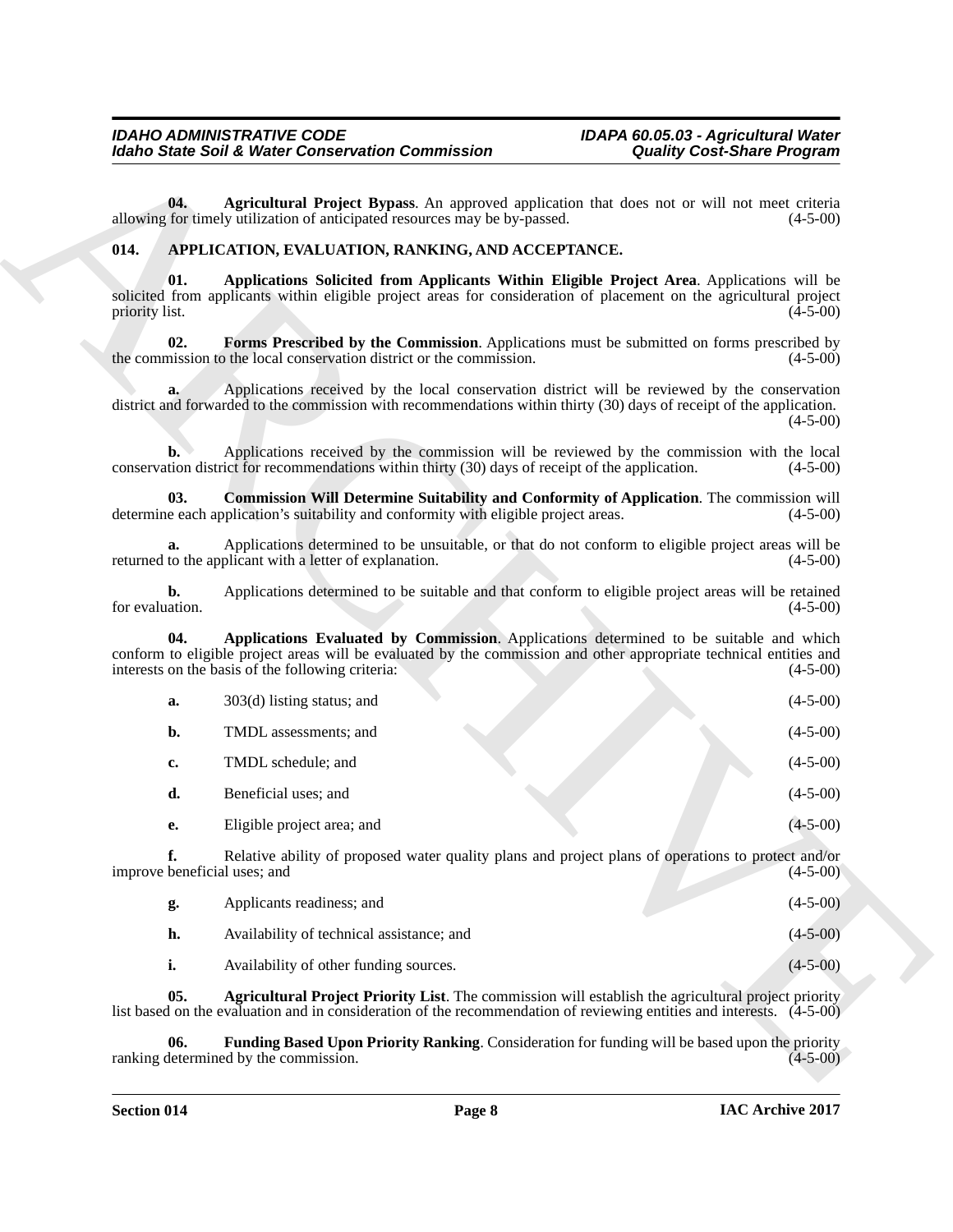**04. Agricultural Project Bypass**. An approved application that does not or will not meet criteria allowing for timely utilization of anticipated resources may be by-passed. (4-5-00)

## 014. APPLICATION, EVALUATION, RANKING, AND ACCEPTANCE.

**01. Applications Solicited from Applicants Within Eligible Project Area**. Applications will be solicited from applicants within eligible project areas for consideration of placement on the agricultural project priority list. (4-5-00)

**02. Forms Prescribed by the Commission**. Applications must be submitted on forms prescribed by the commission to the local conservation district or the commission. (4-5-00)

**a.** Applications received by the local conservation district will be reviewed by the conservation district and forwarded to the commission with recommendations within thirty (30) days of receipt of the application. (4-5-00)

**b.** Applications received by the commission will be reviewed by the commission with the local conservation district for recommendations within thirty (30) days of receipt of the application. (4-5-00)

**03. Commission Will Determine Suitability and Conformity of Application**. The commission will determine each application's suitability and conformity with eligible project areas. (4-5-00)

**a.** Applications determined to be unsuitable, or that do not conform to eligible project areas will be returned to the applicant with a letter of explanation. (4-5-00)

**b.** Applications determined to be suitable and that conform to eligible project areas will be retained for evaluation. (4-5-00)

**04. Applications Evaluated by Commission**. Applications determined to be suitable and which conform to eligible project areas will be evaluated by the commission and other appropriate technical entities and interests on the basis of the following criteria: (4-5-00)

**a.** 303(d) listing status; and (4-5-00)

**b.** TMDL assessments; and (4-5-00)

**c.** TMDL schedule; and (4-5-00)

**d.** Beneficial uses; and (4-5-00)

**e.** Eligible project area; and (4-5-00)

**f.** Relative ability of proposed water quality plans and project plans of operations to protect and/or improve beneficial uses; and (4-5-00)

**g.** Applicants readiness; and (4-5-00)

**h.** Availability of technical assistance; and (4-5-00)

**i.** Availability of other funding sources. (4-5-00)

**05. Agricultural Project Priority List**. The commission will establish the agricultural project priority list based on the evaluation and in consideration of the recommendation of reviewing entities and interests. (4-5-00)

**06. Funding Based Upon Priority Ranking**. Consideration for funding will be based upon the priority ranking determined by the commission. (4-5-00)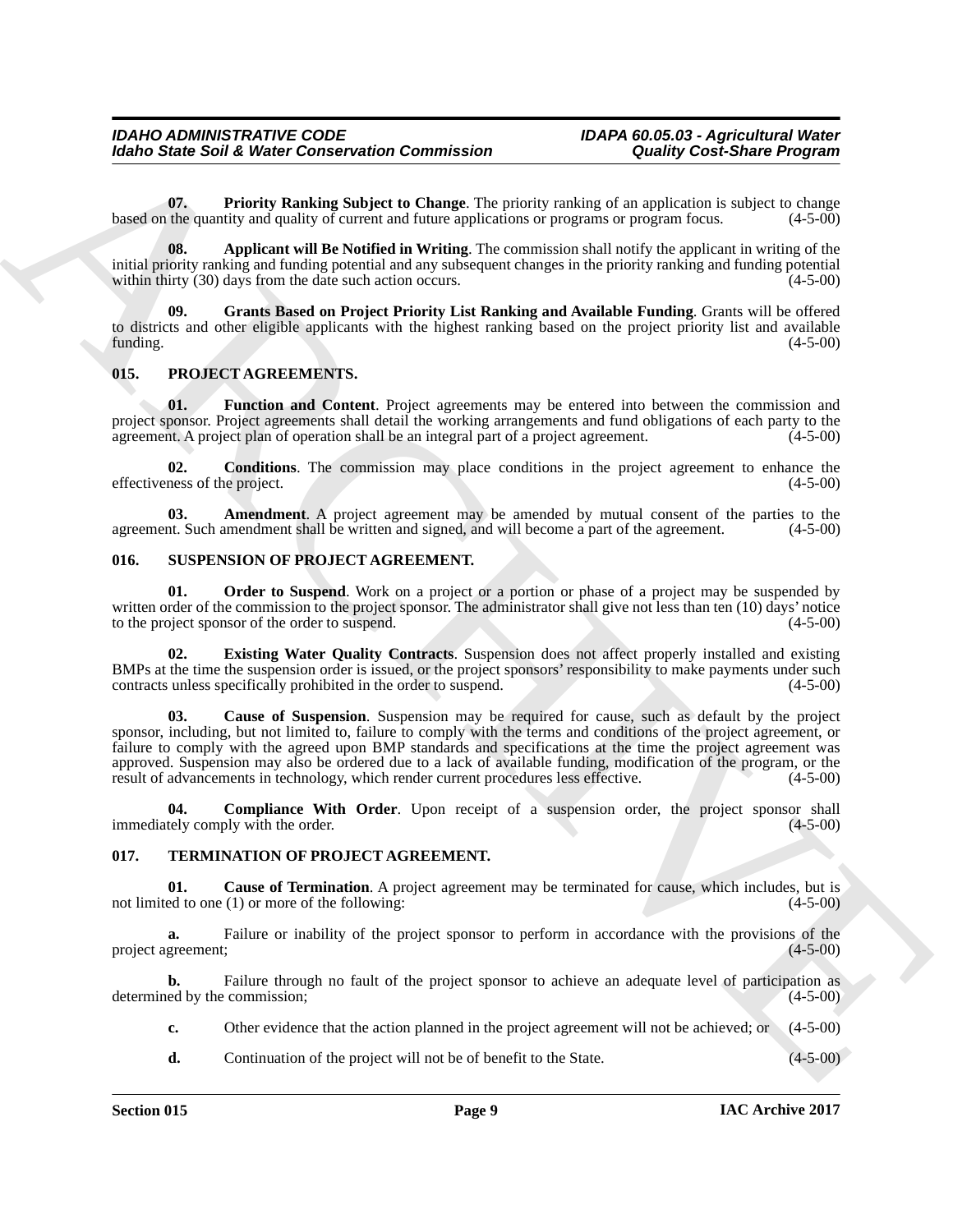**07. Priority Ranking Subject to Change**. The priority ranking of an application is subject to change based on the quantity and quality of current and future applications or programs or program focus. (4-5-00)

**08. Applicant will Be Notified in Writing**. The commission shall notify the applicant in writing of the initial priority ranking and funding potential and any subsequent changes in the priority ranking and funding potential within thirty (30) days from the date such action occurs. (4-5-00)

**09. Grants Based on Project Priority List Ranking and Available Funding**. Grants will be offered to districts and other eligible applicants with the highest ranking based on the project priority list and available funding. (4-5-00)

## 015. PROJECT AGREEMENTS.

**01. Function and Content**. Project agreements may be entered into between the commission and project sponsor. Project agreements shall detail the working arrangements and fund obligations of each party to the agreement. A project plan of operation shall be an integral part of a project agreement. (4-5-00)

**02. Conditions**. The commission may place conditions in the project agreement to enhance the effectiveness of the project. (4-5-00)

**03. Amendment**. A project agreement may be amended by mutual consent of the parties to the agreement. Such amendment shall be written and signed, and will become a part of the agreement. (4-5-00)

## 016. SUSPENSION OF PROJECT AGREEMENT.

**01. Order to Suspend**. Work on a project or a portion or phase of a project may be suspended by written order of the commission to the project sponsor. The administrator shall give not less than ten (10) days' notice to the project sponsor of the order to suspend. (4-5-00)

**02. Existing Water Quality Contracts**. Suspension does not affect properly installed and existing BMPs at the time the suspension order is issued, or the project sponsors' responsibility to make payments under such contracts unless specifically prohibited in the order to suspend. (4-5-00)

**03. Cause of Suspension**. Suspension may be required for cause, such as default by the project sponsor, including, but not limited to, failure to comply with the terms and conditions of the project agreement, or failure to comply with the agreed upon BMP standards and specifications at the time the project agreement was approved. Suspension may also be ordered due to a lack of available funding, modification of the program, or the result of advancements in technology, which render current procedures less effective. (4-5-00)

**04. Compliance With Order**. Upon receipt of a suspension order, the project sponsor shall immediately comply with the order. (4-5-00)

## 017. TERMINATION OF PROJECT AGREEMENT.

**01. Cause of Termination**. A project agreement may be terminated for cause, which includes, but is not limited to one (1) or more of the following: (4-5-00)

**a.** Failure or inability of the project sponsor to perform in accordance with the provisions of the project agreement; (4-5-00)

**b.** Failure through no fault of the project sponsor to achieve an adequate level of participation as determined by the commission; (4-5-00)

**c.** Other evidence that the action planned in the project agreement will not be achieved; or (4-5-00)

**d.** Continuation of the project will not be of benefit to the State. (4-5-00)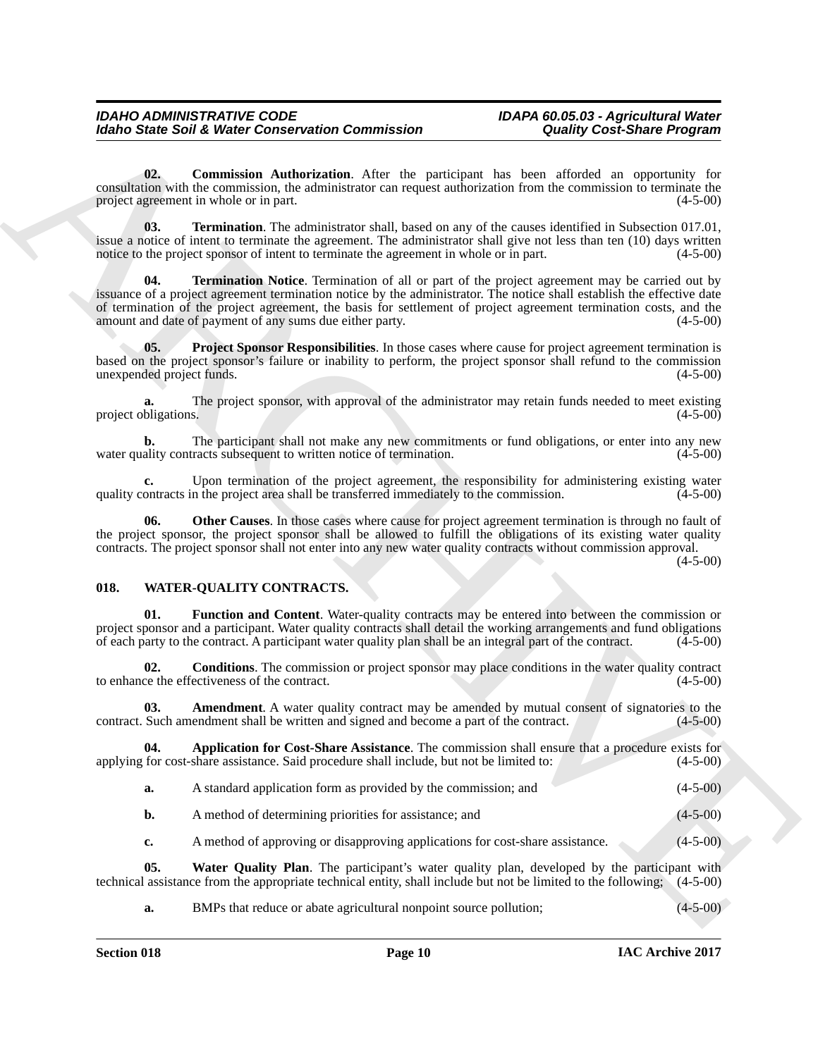**02. Commission Authorization**. After the participant has been afforded an opportunity for consultation with the commission, the administrator can request authorization from the commission to terminate the project agreement in whole or in part. (4-5-00)

**03. Termination**. The administrator shall, based on any of the causes identified in Subsection 017.01, issue a notice of intent to terminate the agreement. The administrator shall give not less than ten (10) days written notice to the project sponsor of intent to terminate the agreement in whole or in part. (4-5-00)

**04. Termination Notice**. Termination of all or part of the project agreement may be carried out by issuance of a project agreement termination notice by the administrator. The notice shall establish the effective date of termination of the project agreement, the basis for settlement of project agreement termination costs, and the amount and date of payment of any sums due either party. (4-5-00)

**05. Project Sponsor Responsibilities**. In those cases where cause for project agreement termination is based on the project sponsor's failure or inability to perform, the project sponsor shall refund to the commission unexpended project funds. (4-5-00)

**a.** The project sponsor, with approval of the administrator may retain funds needed to meet existing project obligations. (4-5-00)

**b.** The participant shall not make any new commitments or fund obligations, or enter into any new water quality contracts subsequent to written notice of termination. (4-5-00)

**c.** Upon termination of the project agreement, the responsibility for administering existing water quality contracts in the project area shall be transferred immediately to the commission. (4-5-00)

**06. Other Causes**. In those cases where cause for project agreement termination is through no fault of the project sponsor, the project sponsor shall be allowed to fulfill the obligations of its existing water quality contracts. The project sponsor shall not enter into any new water quality contracts without commission approval. (4-5-00)

## 018. WATER-QUALITY CONTRACTS.

**01. Function and Content**. Water-quality contracts may be entered into between the commission or project sponsor and a participant. Water quality contracts shall detail the working arrangements and fund obligations of each party to the contract. A participant water quality plan shall be an integral part of the contract. (4-5-00)

**02. Conditions**. The commission or project sponsor may place conditions in the water quality contract to enhance the effectiveness of the contract. (4-5-00)

**03. Amendment**. A water quality contract may be amended by mutual consent of signatories to the contract. Such amendment shall be written and signed and become a part of the contract. (4-5-00)

**04. Application for Cost-Share Assistance**. The commission shall ensure that a procedure exists for applying for cost-share assistance. Said procedure shall include, but not be limited to: (4-5-00)

**a.** A standard application form as provided by the commission; and (4-5-00)

**b.** A method of determining priorities for assistance; and (4-5-00)

**c.** A method of approving or disapproving applications for cost-share assistance. (4-5-00)

**05. Water Quality Plan**. The participant's water quality plan, developed by the participant with technical assistance from the appropriate technical entity, shall include but not be limited to the following; (4-5-00)

**a.** BMPs that reduce or abate agricultural nonpoint source pollution; (4-5-00)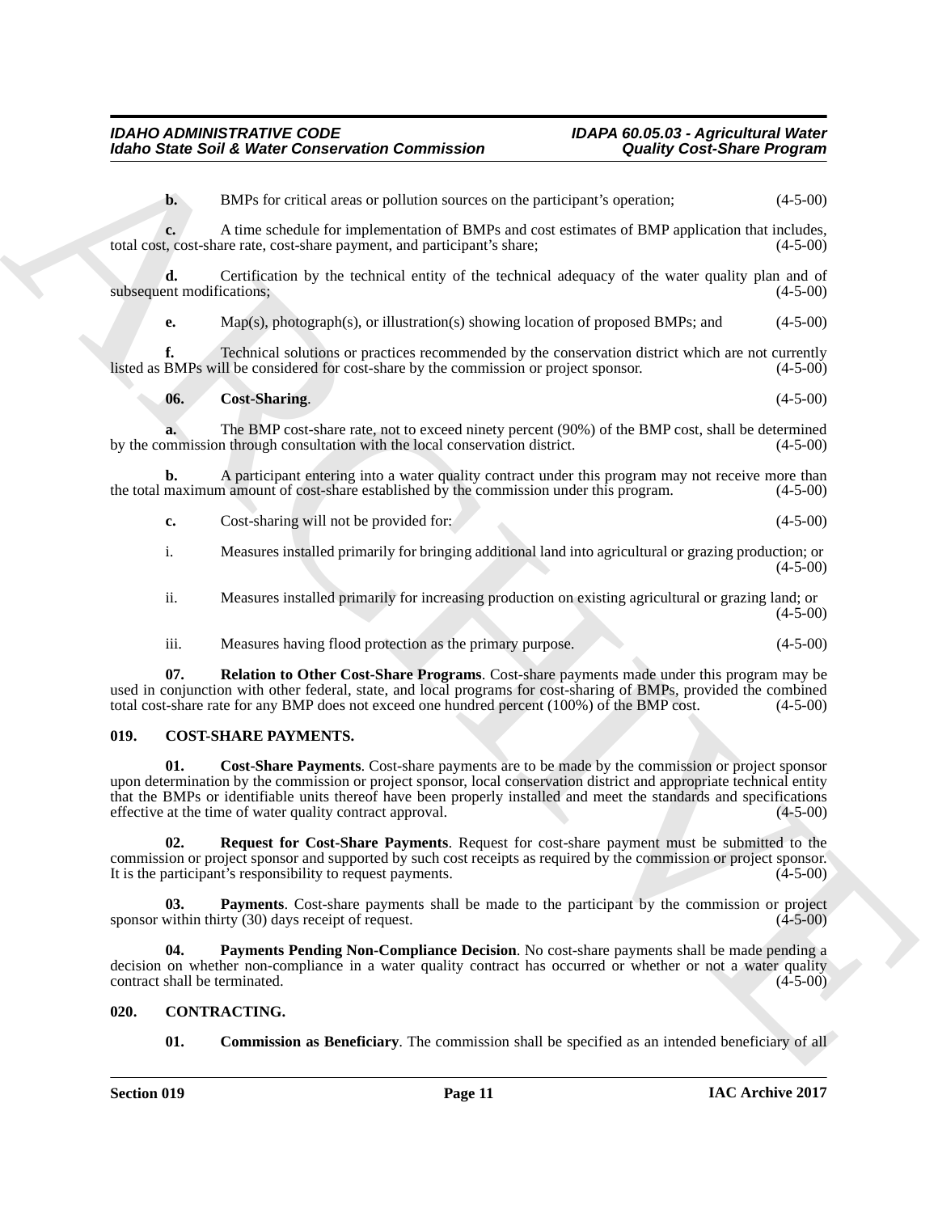**b.** BMPs for critical areas or pollution sources on the participant's operation; (4-5-00)

**c.** A time schedule for implementation of BMPs and cost estimates of BMP application that includes, total cost, cost-share rate, cost-share payment, and participant's share; (4-5-00)

**d.** Certification by the technical entity of the technical adequacy of the water quality plan and of subsequent modifications; (4-5-00)

**e.** Map(s), photograph(s), or illustration(s) showing location of proposed BMPs; and (4-5-00)

**f.** Technical solutions or practices recommended by the conservation district which are not currently listed as BMPs will be considered for cost-share by the commission or project sponsor. (4-5-00)

**06. Cost-Sharing**. (4-5-00)

**a.** The BMP cost-share rate, not to exceed ninety percent (90%) of the BMP cost, shall be determined by the commission through consultation with the local conservation district. (4-5-00)

**b.** A participant entering into a water quality contract under this program may not receive more than the total maximum amount of cost-share established by the commission under this program. (4-5-00)

**c.** Cost-sharing will not be provided for: (4-5-00)

i. Measures installed primarily for bringing additional land into agricultural or grazing production; or (4-5-00)

ii. Measures installed primarily for increasing production on existing agricultural or grazing land; or (4-5-00)

iii. Measures having flood protection as the primary purpose. (4-5-00)

**07. Relation to Other Cost-Share Programs**. Cost-share payments made under this program may be used in conjunction with other federal, state, and local programs for cost-sharing of BMPs, provided the combined total cost-share rate for any BMP does not exceed one hundred percent (100%) of the BMP cost. (4-5-00)

## 019. COST-SHARE PAYMENTS.

**01. Cost-Share Payments**. Cost-share payments are to be made by the commission or project sponsor upon determination by the commission or project sponsor, local conservation district and appropriate technical entity that the BMPs or identifiable units thereof have been properly installed and meet the standards and specifications effective at the time of water quality contract approval. (4-5-00)

**02. Request for Cost-Share Payments**. Request for cost-share payment must be submitted to the commission or project sponsor and supported by such cost receipts as required by the commission or project sponsor. It is the participant's responsibility to request payments. (4-5-00)

**03. Payments**. Cost-share payments shall be made to the participant by the commission or project sponsor within thirty (30) days receipt of request. (4-5-00)

**04. Payments Pending Non-Compliance Decision**. No cost-share payments shall be made pending a decision on whether non-compliance in a water quality contract has occurred or whether or not a water quality contract shall be terminated. (4-5-00)

## 020. CONTRACTING.

**01. Commission as Beneficiary**. The commission shall be specified as an intended beneficiary of all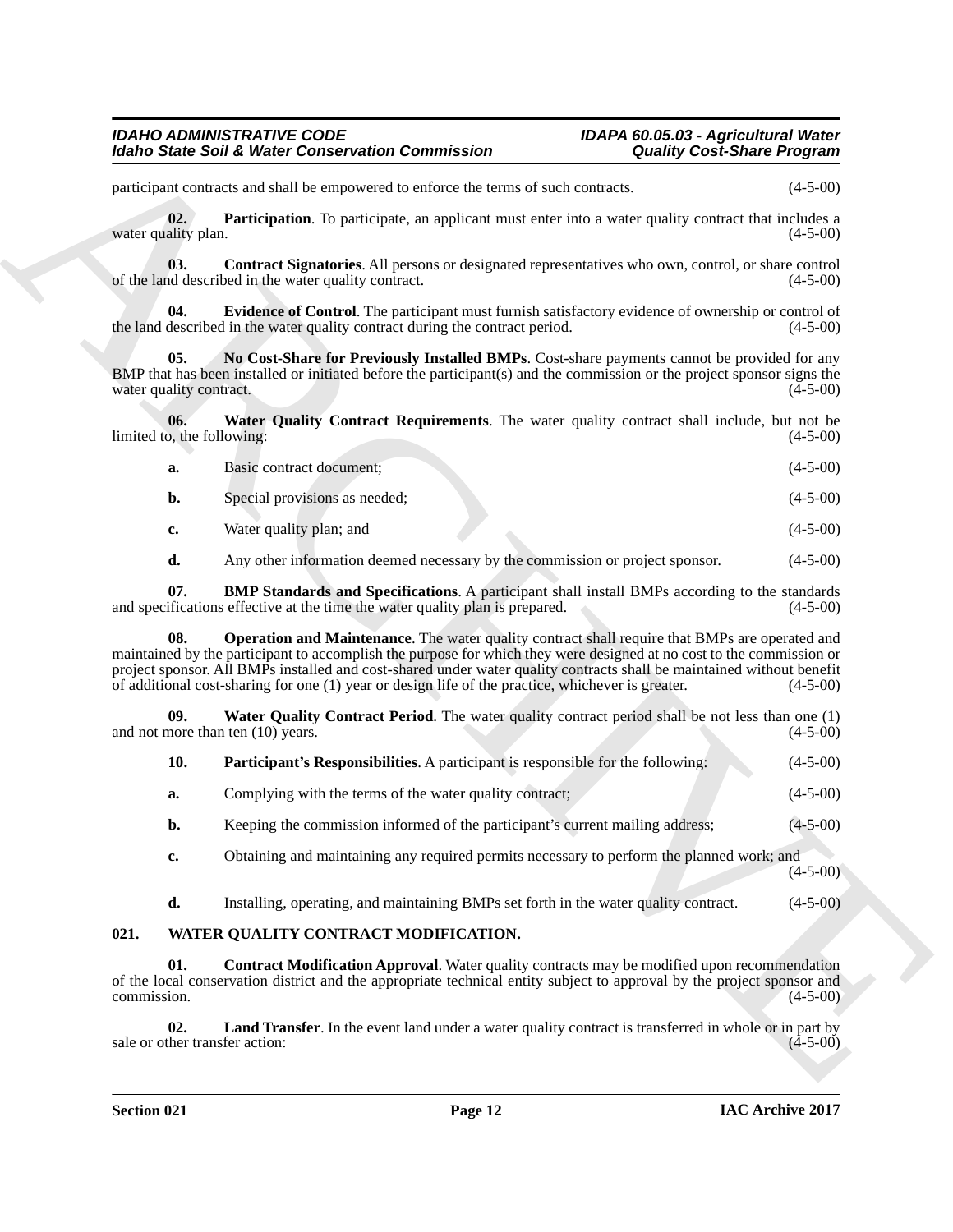participant contracts and shall be empowered to enforce the terms of such contracts. (4-5-00)

**02. Participation**. To participate, an applicant must enter into a water quality contract that includes a water quality plan. (4-5-00)

**03. Contract Signatories**. All persons or designated representatives who own, control, or share control of the land described in the water quality contract. (4-5-00)

**04. Evidence of Control**. The participant must furnish satisfactory evidence of ownership or control of the land described in the water quality contract during the contract period. (4-5-00)

**05. No Cost-Share for Previously Installed BMPs**. Cost-share payments cannot be provided for any BMP that has been installed or initiated before the participant(s) and the commission or the project sponsor signs the water quality contract. (4-5-00)

**06. Water Quality Contract Requirements**. The water quality contract shall include, but not be limited to, the following: (4-5-00)

**a.** Basic contract document; (4-5-00)

**b.** Special provisions as needed; (4-5-00)

**c.** Water quality plan; and (4-5-00)

**d.** Any other information deemed necessary by the commission or project sponsor. (4-5-00)

**07. BMP Standards and Specifications**. A participant shall install BMPs according to the standards and specifications effective at the time the water quality plan is prepared. (4-5-00)

**08. Operation and Maintenance**. The water quality contract shall require that BMPs are operated and maintained by the participant to accomplish the purpose for which they were designed at no cost to the commission or project sponsor. All BMPs installed and cost-shared under water quality contracts shall be maintained without benefit of additional cost-sharing for one (1) year or design life of the practice, whichever is greater. (4-5-00)

**09. Water Quality Contract Period**. The water quality contract period shall be not less than one (1) and not more than ten (10) years. (4-5-00)

**10. Participant's Responsibilities**. A participant is responsible for the following: (4-5-00)

**a.** Complying with the terms of the water quality contract; (4-5-00)

**b.** Keeping the commission informed of the participant's current mailing address; (4-5-00)

**c.** Obtaining and maintaining any required permits necessary to perform the planned work; and (4-5-00)

**d.** Installing, operating, and maintaining BMPs set forth in the water quality contract. (4-5-00)

## 021. WATER QUALITY CONTRACT MODIFICATION.

**01. Contract Modification Approval**. Water quality contracts may be modified upon recommendation of the local conservation district and the appropriate technical entity subject to approval by the project sponsor and commission. (4-5-00)

**02. Land Transfer**. In the event land under a water quality contract is transferred in whole or in part by sale or other transfer action: (4-5-00)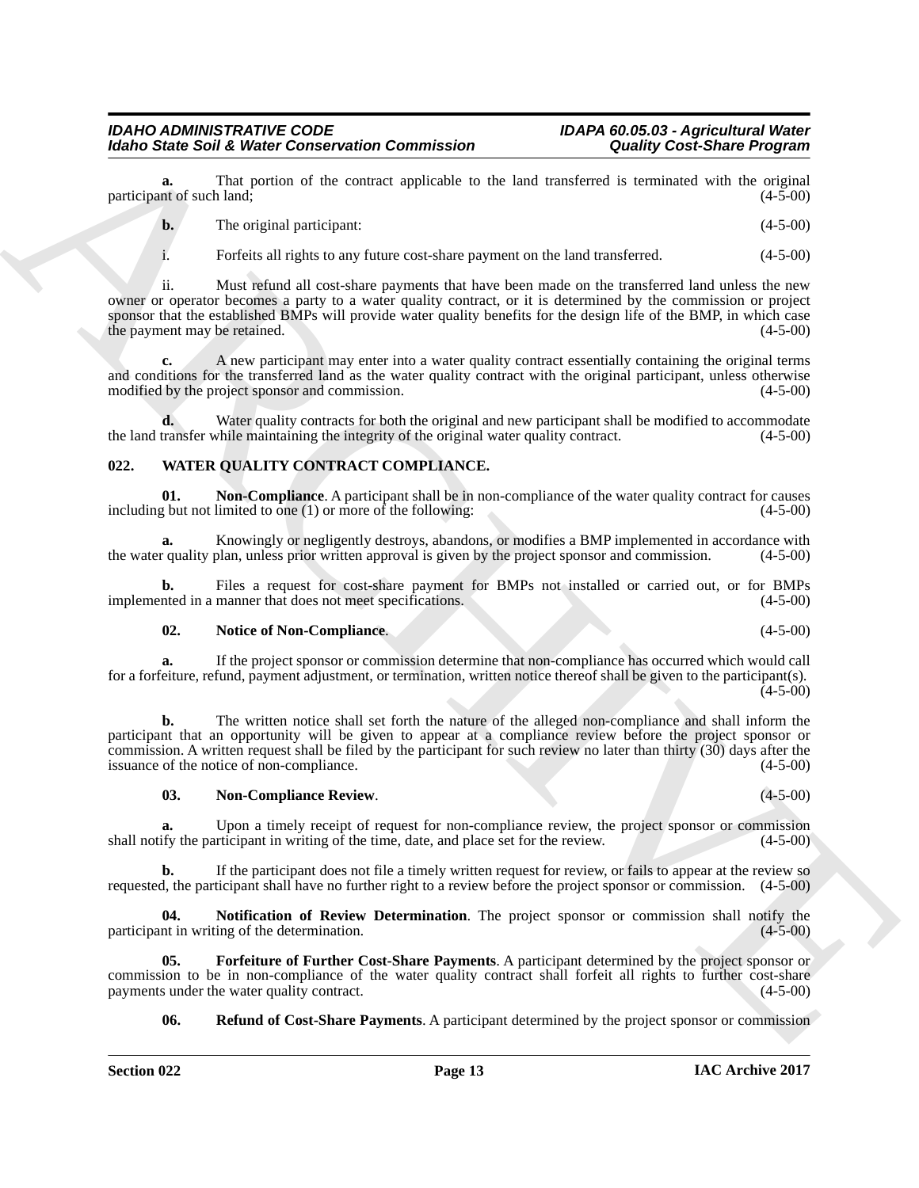**a.** That portion of the contract applicable to the land transferred is terminated with the original participant of such land; (4-5-00)

**b.** The original participant: (4-5-00)

i. Forfeits all rights to any future cost-share payment on the land transferred. (4-5-00)

ii. Must refund all cost-share payments that have been made on the transferred land unless the new owner or operator becomes a party to a water quality contract, or it is determined by the commission or project sponsor that the established BMPs will provide water quality benefits for the design life of the BMP, in which case the payment may be retained. (4-5-00)

**c.** A new participant may enter into a water quality contract essentially containing the original terms and conditions for the transferred land as the water quality contract with the original participant, unless otherwise modified by the project sponsor and commission. (4-5-00)

**d.** Water quality contracts for both the original and new participant shall be modified to accommodate the land transfer while maintaining the integrity of the original water quality contract. (4-5-00)

## 022. WATER QUALITY CONTRACT COMPLIANCE.

**01. Non-Compliance**. A participant shall be in non-compliance of the water quality contract for causes including but not limited to one (1) or more of the following: (4-5-00)

**a.** Knowingly or negligently destroys, abandons, or modifies a BMP implemented in accordance with the water quality plan, unless prior written approval is given by the project sponsor and commission. (4-5-00)

**b.** Files a request for cost-share payment for BMPs not installed or carried out, or for BMPs implemented in a manner that does not meet specifications. (4-5-00)

**02. Notice of Non-Compliance**. (4-5-00)

**a.** If the project sponsor or commission determine that non-compliance has occurred which would call for a forfeiture, refund, payment adjustment, or termination, written notice thereof shall be given to the participant(s). (4-5-00)

**b.** The written notice shall set forth the nature of the alleged non-compliance and shall inform the participant that an opportunity will be given to appear at a compliance review before the project sponsor or commission. A written request shall be filed by the participant for such review no later than thirty (30) days after the issuance of the notice of non-compliance. (4-5-00)

**03. Non-Compliance Review**. (4-5-00)

**a.** Upon a timely receipt of request for non-compliance review, the project sponsor or commission shall notify the participant in writing of the time, date, and place set for the review. (4-5-00)

**b.** If the participant does not file a timely written request for review, or fails to appear at the review so requested, the participant shall have no further right to a review before the project sponsor or commission. (4-5-00)

**04. Notification of Review Determination**. The project sponsor or commission shall notify the participant in writing of the determination. (4-5-00)

**05. Forfeiture of Further Cost-Share Payments**. A participant determined by the project sponsor or commission to be in non-compliance of the water quality contract shall forfeit all rights to further cost-share payments under the water quality contract. (4-5-00)

**06. Refund of Cost-Share Payments**. A participant determined by the project sponsor or commission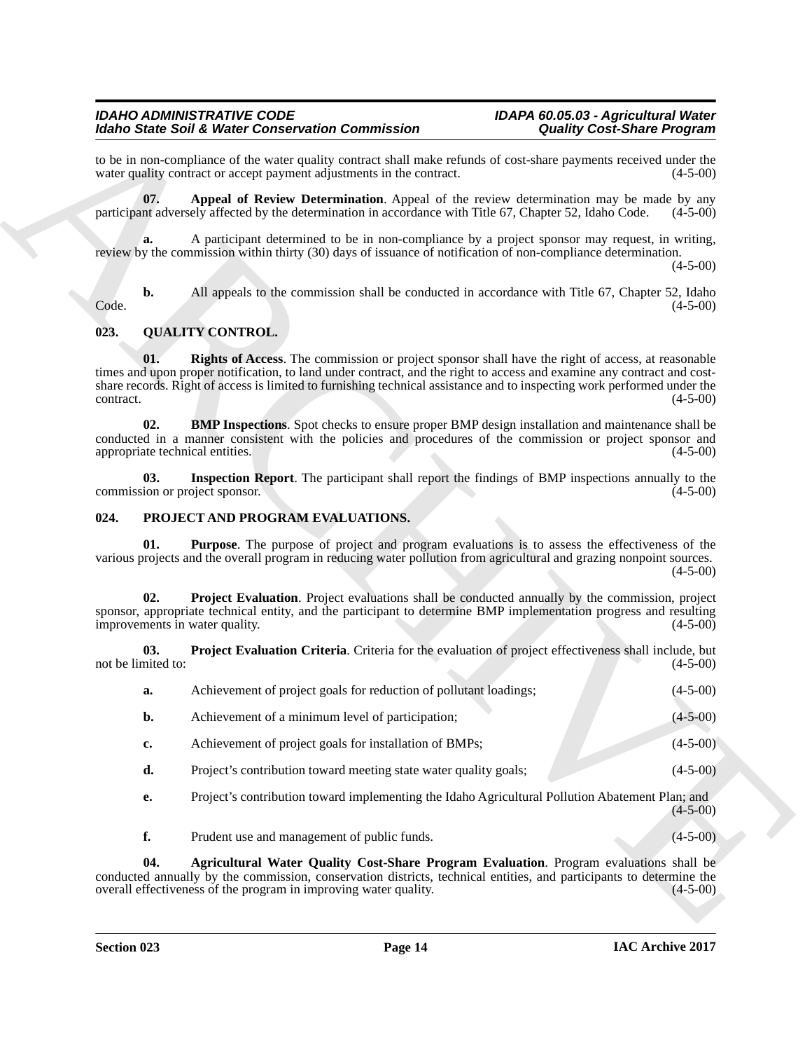to be in non-compliance of the water quality contract shall make refunds of cost-share payments received under the water quality contract or accept payment adjustments in the contract. (4-5-00)

**07. Appeal of Review Determination**. Appeal of the review determination may be made by any participant adversely affected by the determination in accordance with Title 67, Chapter 52, Idaho Code. (4-5-00)

**a.** A participant determined to be in non-compliance by a project sponsor may request, in writing, review by the commission within thirty (30) days of issuance of notification of non-compliance determination. (4-5-00)

**b.** All appeals to the commission shall be conducted in accordance with Title 67, Chapter 52, Idaho Code. (4-5-00)

## 023. QUALITY CONTROL.

**01. Rights of Access**. The commission or project sponsor shall have the right of access, at reasonable times and upon proper notification, to land under contract, and the right to access and examine any contract and cost-share records. Right of access is limited to furnishing technical assistance and to inspecting work performed under the contract. (4-5-00)

**02. BMP Inspections**. Spot checks to ensure proper BMP design installation and maintenance shall be conducted in a manner consistent with the policies and procedures of the commission or project sponsor and appropriate technical entities. (4-5-00)

**03. Inspection Report**. The participant shall report the findings of BMP inspections annually to the commission or project sponsor. (4-5-00)

## 024. PROJECT AND PROGRAM EVALUATIONS.

**01. Purpose**. The purpose of project and program evaluations is to assess the effectiveness of the various projects and the overall program in reducing water pollution from agricultural and grazing nonpoint sources. (4-5-00)

**02. Project Evaluation**. Project evaluations shall be conducted annually by the commission, project sponsor, appropriate technical entity, and the participant to determine BMP implementation progress and resulting improvements in water quality. (4-5-00)

**03. Project Evaluation Criteria**. Criteria for the evaluation of project effectiveness shall include, but not be limited to: (4-5-00)

**a.** Achievement of project goals for reduction of pollutant loadings; (4-5-00)

**b.** Achievement of a minimum level of participation; (4-5-00)

**c.** Achievement of project goals for installation of BMPs; (4-5-00)

**d.** Project's contribution toward meeting state water quality goals; (4-5-00)

**e.** Project's contribution toward implementing the Idaho Agricultural Pollution Abatement Plan; and (4-5-00)

**f.** Prudent use and management of public funds. (4-5-00)

**04. Agricultural Water Quality Cost-Share Program Evaluation**. Program evaluations shall be conducted annually by the commission, conservation districts, technical entities, and participants to determine the overall effectiveness of the program in improving water quality. (4-5-00)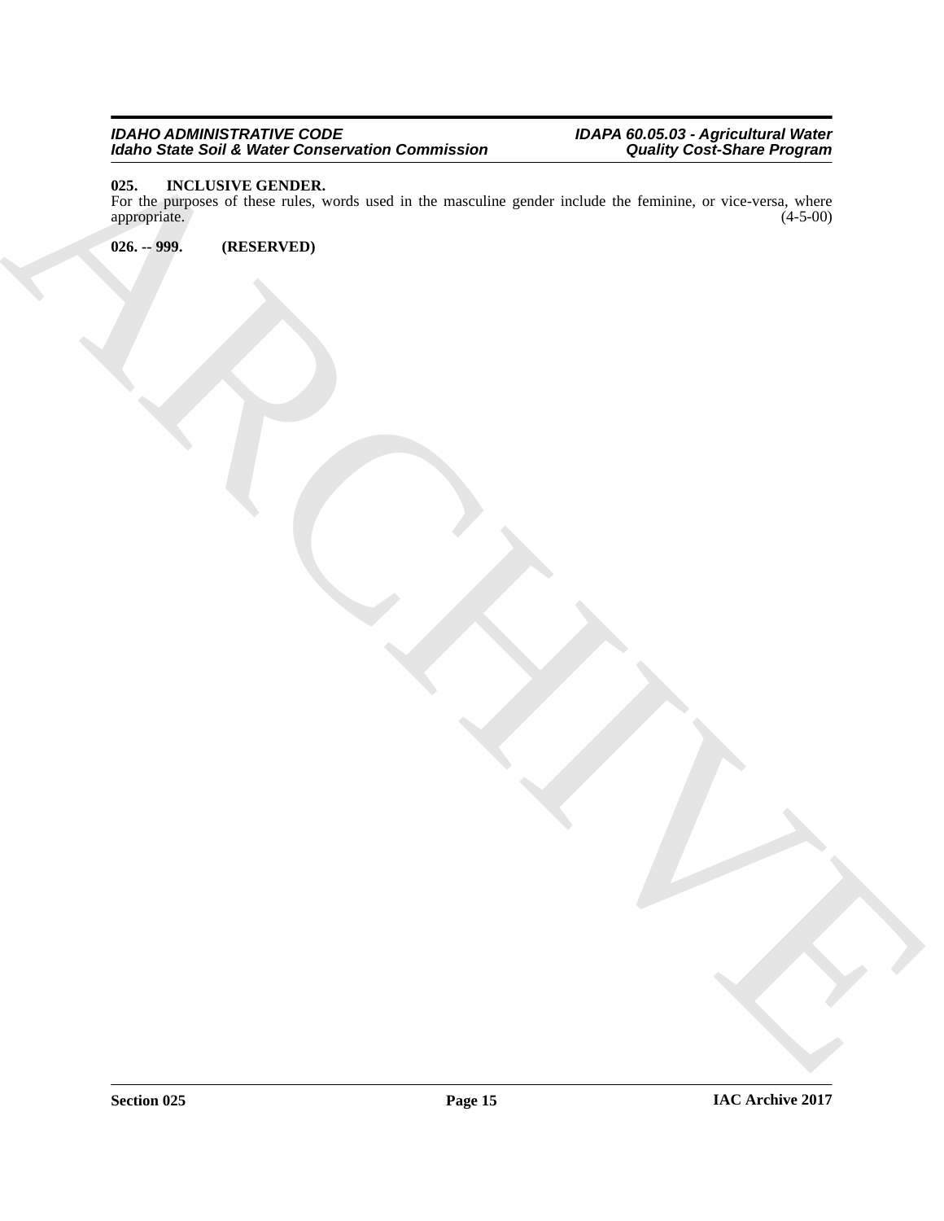**025. INCLUSIVE GENDER.**

For the purposes of these rules, words used in the masculine gender include the feminine, or vice-versa, where appropriate. (4-5-00)

**026. -- 999. (RESERVED)**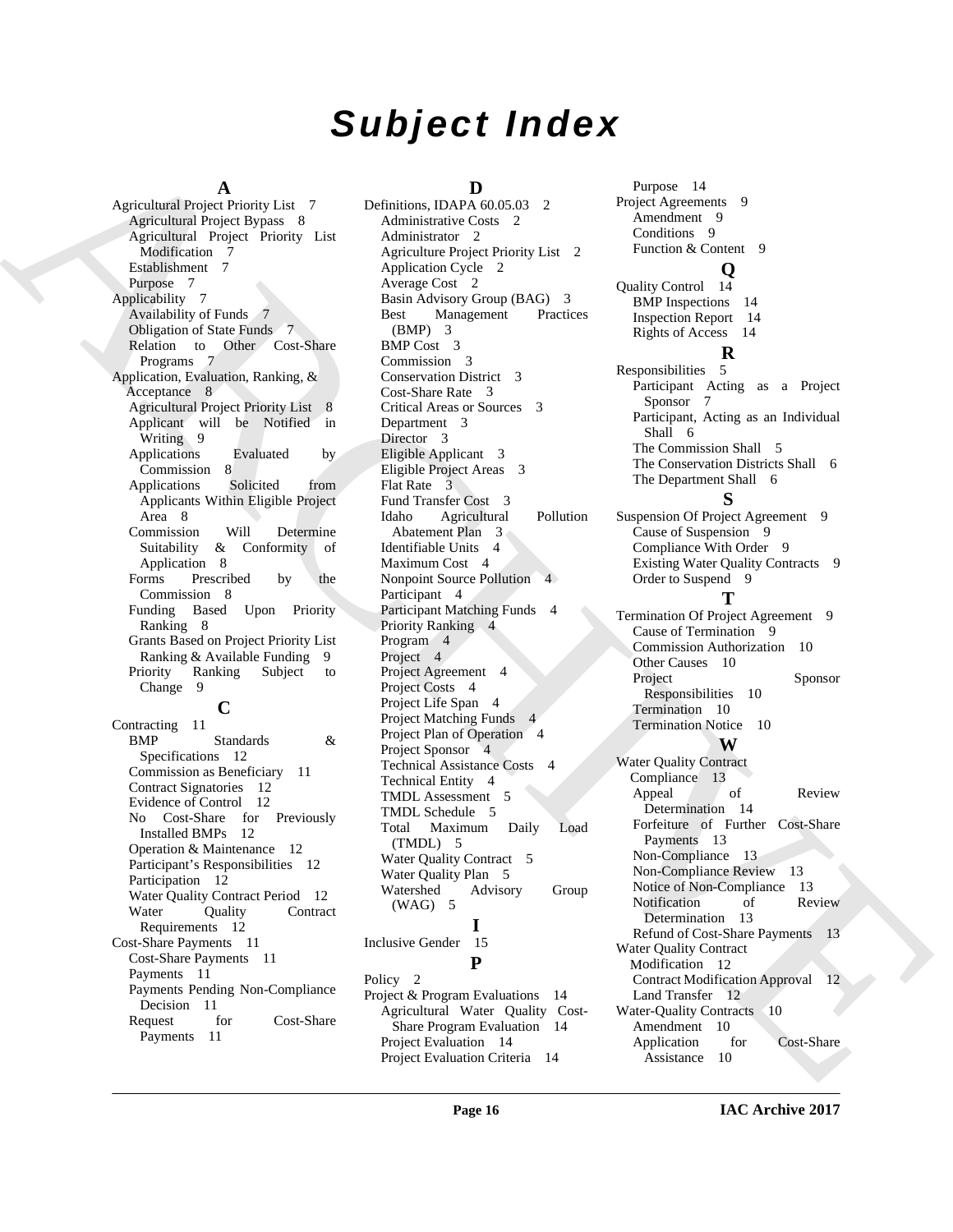# Subject Index

**A**

Agricultural Project Priority List 7
- Agricultural Project Bypass 8
- Agricultural Project Priority List Modification 7
- Establishment 7
- Purpose 7

Applicability 7
- Availability of Funds 7
- Obligation of State Funds 7
- Relation to Other Cost-Share Programs 7

Application, Evaluation, Ranking, & Acceptance 8
- Agricultural Project Priority List 8
- Applicant will be Notified in Writing 9
- Applications Evaluated by Commission 8
- Applications Solicited from Applicants Within Eligible Project Area 8
- Commission Will Determine Suitability & Conformity of Application 8
- Forms Prescribed by the Commission 8
- Funding Based Upon Priority Ranking 8
- Grants Based on Project Priority List Ranking & Available Funding 9
- Priority Ranking Subject to Change 9

**C**

Contracting 11
- BMP Standards & Specifications 12
- Commission as Beneficiary 11
- Contract Signatories 12
- Evidence of Control 12
- No Cost-Share for Previously Installed BMPs 12
- Operation & Maintenance 12
- Participant's Responsibilities 12
- Participation 12
- Water Quality Contract Period 12
- Water Quality Contract Requirements 12

Cost-Share Payments 11
- Cost-Share Payments 11
- Payments 11
- Payments Pending Non-Compliance Decision 11
- Request for Cost-Share Payments 11

**D**

Definitions, IDAPA 60.05.03 2
- Administrative Costs 2
- Administrator 2
- Agriculture Project Priority List 2
- Application Cycle 2
- Average Cost 2
- Basin Advisory Group (BAG) 3
- Best Management Practices (BMP) 3
- BMP Cost 3
- Commission 3
- Conservation District 3
- Cost-Share Rate 3
- Critical Areas or Sources 3
- Department 3
- Director 3
- Eligible Applicant 3
- Eligible Project Areas 3
- Flat Rate 3
- Fund Transfer Cost 3
- Idaho Agricultural Pollution Abatement Plan 3
- Identifiable Units 4
- Maximum Cost 4
- Nonpoint Source Pollution 4
- Participant 4
- Participant Matching Funds 4
- Priority Ranking 4
- Program 4
- Project 4
- Project Agreement 4
- Project Costs 4
- Project Life Span 4
- Project Matching Funds 4
- Project Plan of Operation 4
- Project Sponsor 4
- Technical Assistance Costs 4
- Technical Entity 4
- TMDL Assessment 5
- TMDL Schedule 5
- Total Maximum Daily Load (TMDL) 5
- Water Quality Contract 5
- Water Quality Plan 5
- Watershed Advisory Group (WAG) 5

**I**

Inclusive Gender 15

**P**

Policy 2

Project & Program Evaluations 14
- Agricultural Water Quality Cost-Share Program Evaluation 14
- Project Evaluation 14
- Project Evaluation Criteria 14
- Purpose 14

Project Agreements 9
- Amendment 9
- Conditions 9
- Function & Content 9

**Q**

Quality Control 14
- BMP Inspections 14
- Inspection Report 14
- Rights of Access 14

**R**

Responsibilities 5
- Participant Acting as a Project Sponsor 7
- Participant, Acting as an Individual Shall 6
- The Commission Shall 5
- The Conservation Districts Shall 6
- The Department Shall 6

**S**

Suspension Of Project Agreement 9
- Cause of Suspension 9
- Compliance With Order 9
- Existing Water Quality Contracts 9
- Order to Suspend 9

**T**

Termination Of Project Agreement 9
- Cause of Termination 9
- Commission Authorization 10
- Other Causes 10
- Project Sponsor Responsibilities 10
- Termination 10
- Termination Notice 10

**W**

Water Quality Contract Compliance 13
- Appeal of Review Determination 14
- Forfeiture of Further Cost-Share Payments 13
- Non-Compliance 13
- Non-Compliance Review 13
- Notice of Non-Compliance 13
- Notification of Review Determination 13
- Refund of Cost-Share Payments 13

Water Quality Contract Modification 12
- Contract Modification Approval 12
- Land Transfer 12

Water-Quality Contracts 10
- Amendment 10
- Application for Cost-Share Assistance 10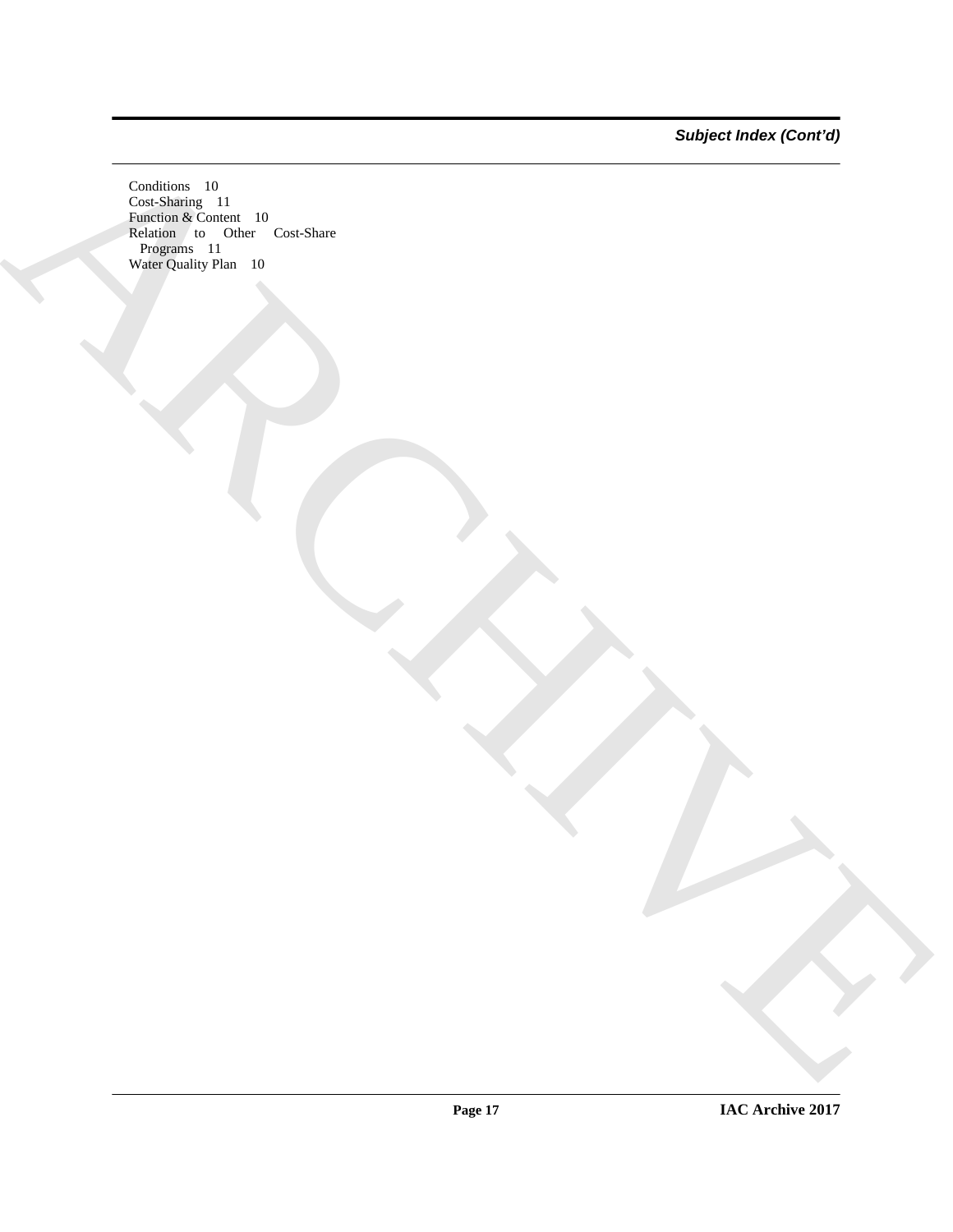Conditions 10
Cost-Sharing 11
Function & Content 10
Relation to Other Cost-Share Programs 11
Water Quality Plan 10